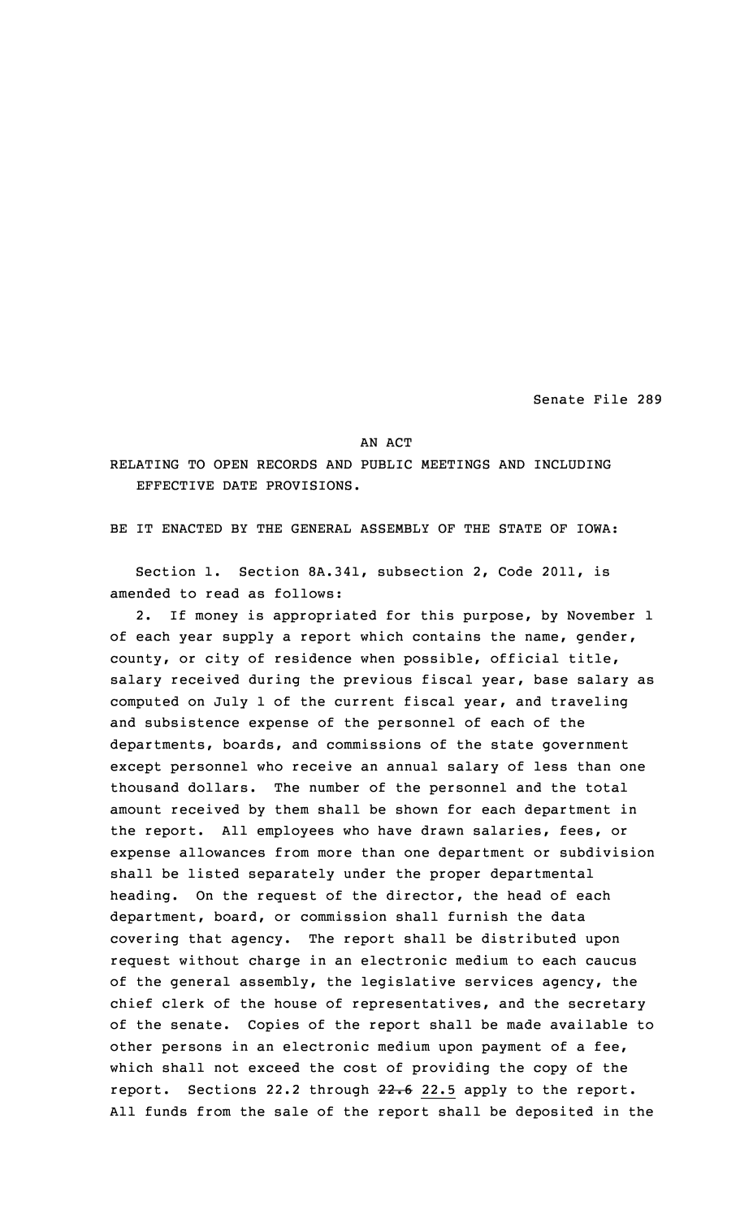Senate File 289

AN ACT

RELATING TO OPEN RECORDS AND PUBLIC MEETINGS AND INCLUDING EFFECTIVE DATE PROVISIONS.

BE IT ENACTED BY THE GENERAL ASSEMBLY OF THE STATE OF IOWA:

Section 1. Section 8A.341, subsection 2, Code 2011, is amended to read as follows:

2. If money is appropriated for this purpose, by November 1 of each year supply a report which contains the name, gender, county, or city of residence when possible, official title, salary received during the previous fiscal year, base salary as computed on July 1 of the current fiscal year, and traveling and subsistence expense of the personnel of each of the departments, boards, and commissions of the state government except personnel who receive an annual salary of less than one thousand dollars. The number of the personnel and the total amount received by them shall be shown for each department in the report. All employees who have drawn salaries, fees, or expense allowances from more than one department or subdivision shall be listed separately under the proper departmental heading. On the request of the director, the head of each department, board, or commission shall furnish the data covering that agency. The report shall be distributed upon request without charge in an electronic medium to each caucus of the general assembly, the legislative services agency, the chief clerk of the house of representatives, and the secretary of the senate. Copies of the report shall be made available to other persons in an electronic medium upon payment of a fee, which shall not exceed the cost of providing the copy of the report. Sections 22.2 through ~~22.6~~ 22.5 apply to the report. All funds from the sale of the report shall be deposited in the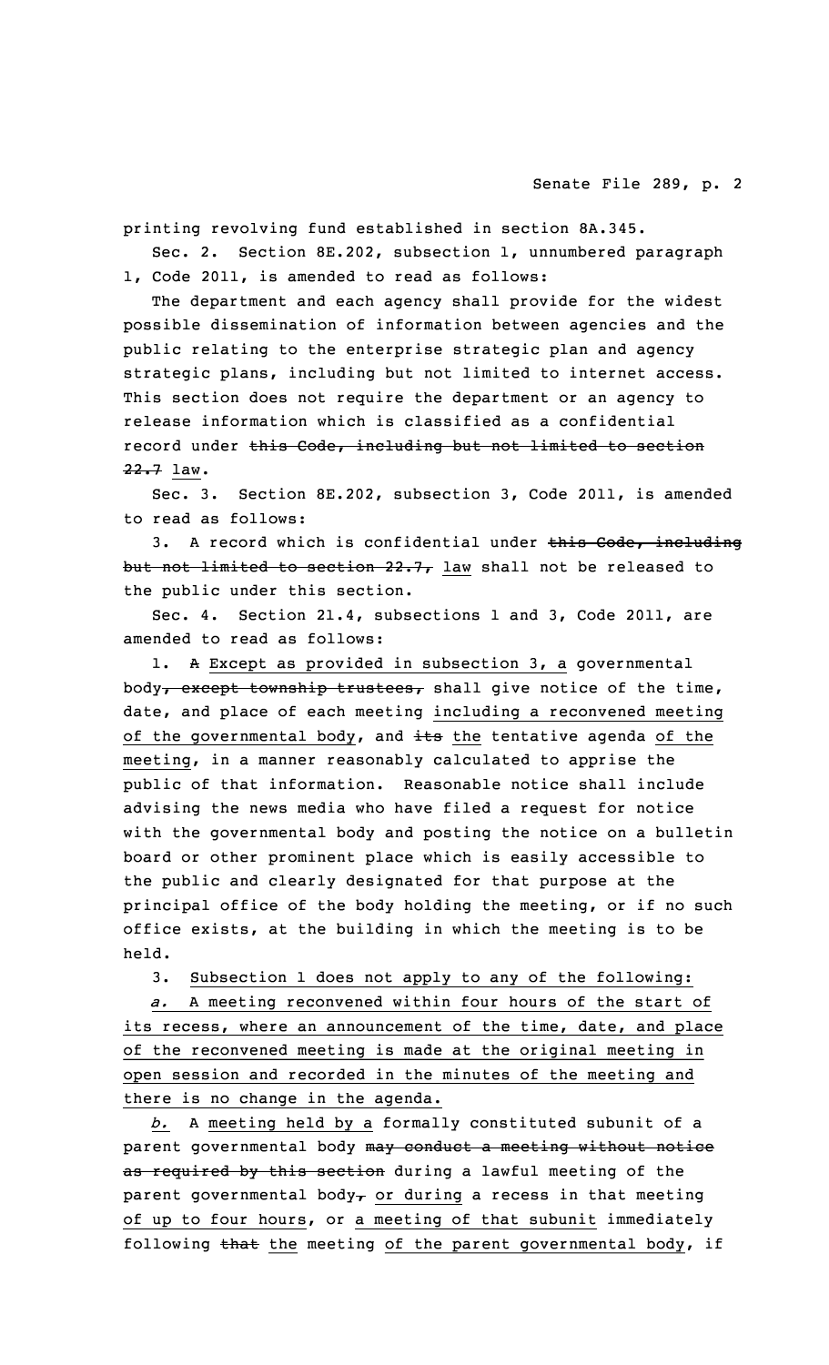printing revolving fund established in section 8A.345.

Sec. 2. Section 8E.202, subsection 1, unnumbered paragraph 1, Code 2011, is amended to read as follows:

The department and each agency shall provide for the widest possible dissemination of information between agencies and the public relating to the enterprise strategic plan and agency strategic plans, including but not limited to internet access. This section does not require the department or an agency to release information which is classified as a confidential record under ~~this Code, including but not limited to section 22.7~~ <u>law</u>.

Sec. 3. Section 8E.202, subsection 3, Code 2011, is amended to read as follows:

3. A record which is confidential under ~~this Code, including but not limited to section 22.7,~~ <u>law</u> shall not be released to the public under this section.

Sec. 4. Section 21.4, subsections 1 and 3, Code 2011, are amended to read as follows:

1. ~~A~~ <u>Except as provided in subsection 3, a</u> governmental body~~, except township trustees,~~ shall give notice of the time, date, and place of each meeting <u>including a reconvened meeting of the governmental body</u>, and ~~its~~ <u>the</u> tentative agenda <u>of the meeting</u>, in a manner reasonably calculated to apprise the public of that information. Reasonable notice shall include advising the news media who have filed a request for notice with the governmental body and posting the notice on a bulletin board or other prominent place which is easily accessible to the public and clearly designated for that purpose at the principal office of the body holding the meeting, or if no such office exists, at the building in which the meeting is to be held.

3. <u>Subsection 1 does not apply to any of the following:</u>

<u>*a.* A meeting reconvened within four hours of the start of its recess, where an announcement of the time, date, and place of the reconvened meeting is made at the original meeting in open session and recorded in the minutes of the meeting and there is no change in the agenda.</u>

<u>*b.*</u> A <u>meeting held by a</u> formally constituted subunit of a parent governmental body ~~may conduct a meeting without notice as required by this section~~ during a lawful meeting of the parent governmental body~~,~~ <u>or during</u> a recess in that meeting <u>of up to four hours</u>, or <u>a meeting of that subunit</u> immediately following ~~that~~ <u>the</u> meeting <u>of the parent governmental body</u>, if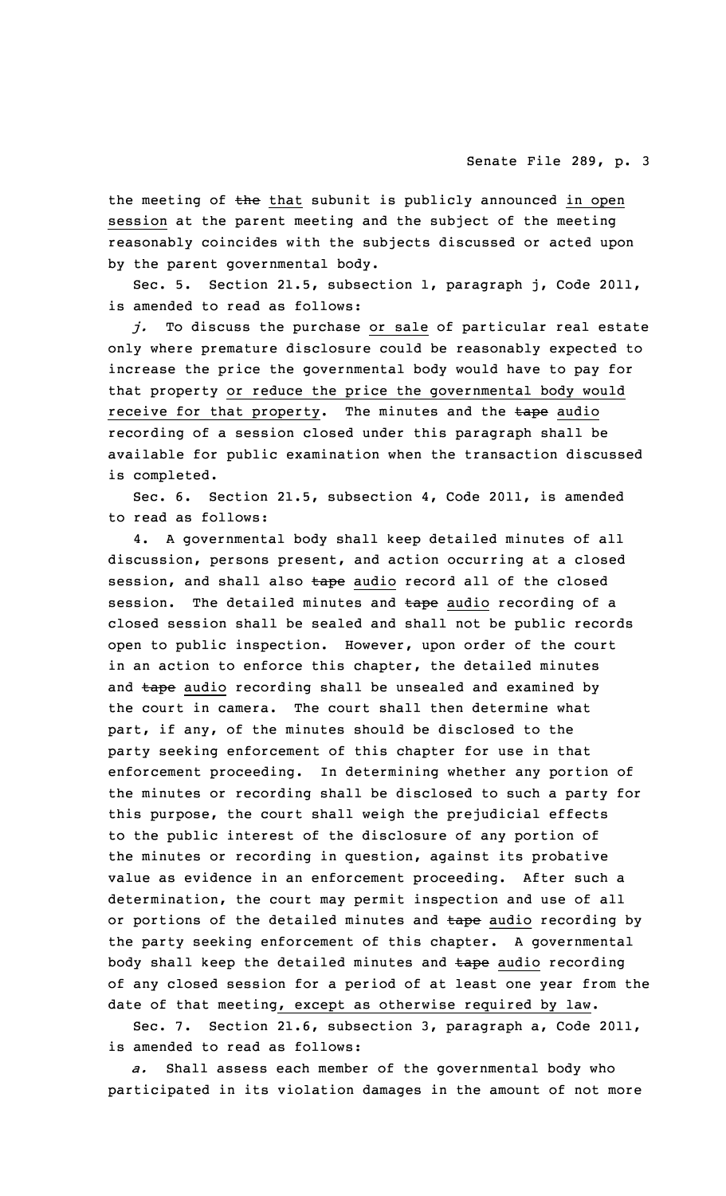the meeting of ~~the~~ <u>that</u> subunit is publicly announced <u>in open session</u> at the parent meeting and the subject of the meeting reasonably coincides with the subjects discussed or acted upon by the parent governmental body.

Sec. 5. Section 21.5, subsection 1, paragraph j, Code 2011, is amended to read as follows:

*j.* To discuss the purchase <u>or sale</u> of particular real estate only where premature disclosure could be reasonably expected to increase the price the governmental body would have to pay for that property <u>or reduce the price the governmental body would receive for that property</u>. The minutes and the ~~tape~~ <u>audio</u> recording of a session closed under this paragraph shall be available for public examination when the transaction discussed is completed.

Sec. 6. Section 21.5, subsection 4, Code 2011, is amended to read as follows:

4. A governmental body shall keep detailed minutes of all discussion, persons present, and action occurring at a closed session, and shall also ~~tape~~ <u>audio</u> record all of the closed session. The detailed minutes and ~~tape~~ <u>audio</u> recording of a closed session shall be sealed and shall not be public records open to public inspection. However, upon order of the court in an action to enforce this chapter, the detailed minutes and ~~tape~~ <u>audio</u> recording shall be unsealed and examined by the court in camera. The court shall then determine what part, if any, of the minutes should be disclosed to the party seeking enforcement of this chapter for use in that enforcement proceeding. In determining whether any portion of the minutes or recording shall be disclosed to such a party for this purpose, the court shall weigh the prejudicial effects to the public interest of the disclosure of any portion of the minutes or recording in question, against its probative value as evidence in an enforcement proceeding. After such a determination, the court may permit inspection and use of all or portions of the detailed minutes and ~~tape~~ <u>audio</u> recording by the party seeking enforcement of this chapter. A governmental body shall keep the detailed minutes and ~~tape~~ <u>audio</u> recording of any closed session for a period of at least one year from the date of that meeting<u>, except as otherwise required by law</u>.

Sec. 7. Section 21.6, subsection 3, paragraph a, Code 2011, is amended to read as follows:

*a.* Shall assess each member of the governmental body who participated in its violation damages in the amount of not more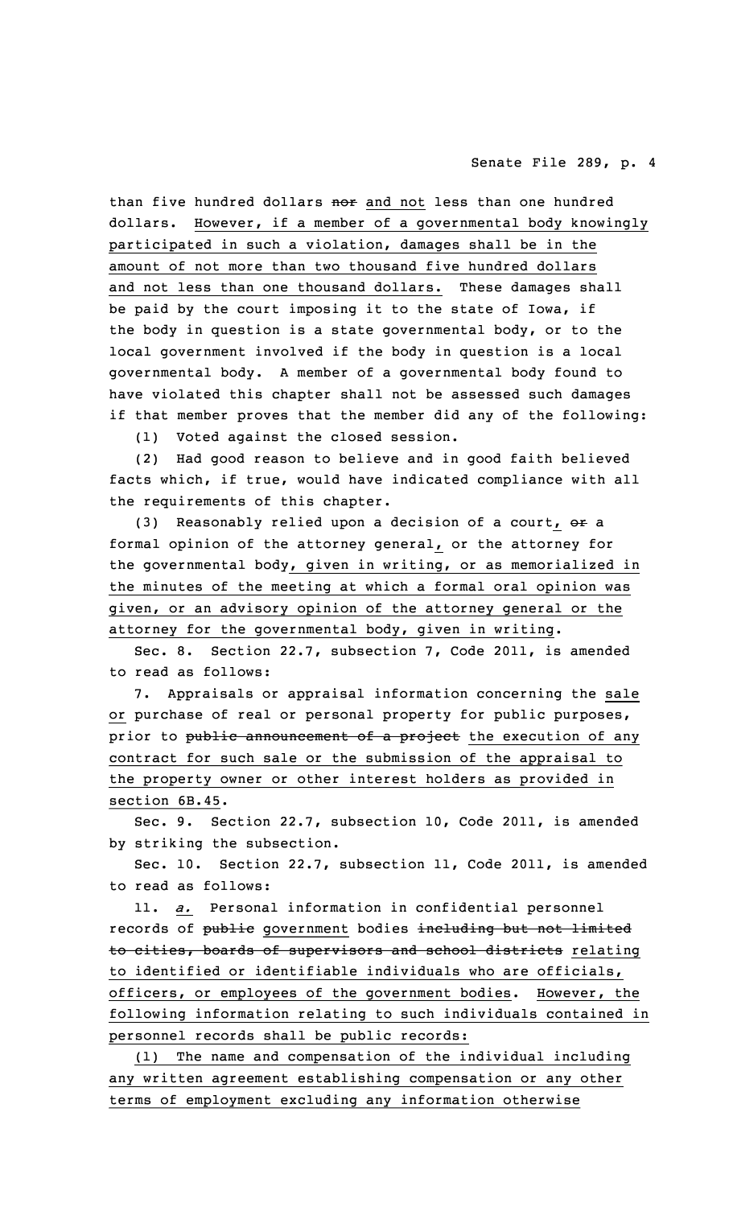than five hundred dollars ~~nor~~ and not less than one hundred dollars. However, if a member of a governmental body knowingly participated in such a violation, damages shall be in the amount of not more than two thousand five hundred dollars and not less than one thousand dollars. These damages shall be paid by the court imposing it to the state of Iowa, if the body in question is a state governmental body, or to the local government involved if the body in question is a local governmental body. A member of a governmental body found to have violated this chapter shall not be assessed such damages if that member proves that the member did any of the following:

(1) Voted against the closed session.

(2) Had good reason to believe and in good faith believed facts which, if true, would have indicated compliance with all the requirements of this chapter.

(3) Reasonably relied upon a decision of a court, ~~or~~ a formal opinion of the attorney general, or the attorney for the governmental body, given in writing, or as memorialized in the minutes of the meeting at which a formal oral opinion was given, or an advisory opinion of the attorney general or the attorney for the governmental body, given in writing.

Sec. 8. Section 22.7, subsection 7, Code 2011, is amended to read as follows:

7. Appraisals or appraisal information concerning the sale or purchase of real or personal property for public purposes, prior to ~~public announcement of a project~~ the execution of any contract for such sale or the submission of the appraisal to the property owner or other interest holders as provided in section 6B.45.

Sec. 9. Section 22.7, subsection 10, Code 2011, is amended by striking the subsection.

Sec. 10. Section 22.7, subsection 11, Code 2011, is amended to read as follows:

11. *a.* Personal information in confidential personnel records of ~~public~~ government bodies ~~including but not limited to cities, boards of supervisors and school districts~~ relating to identified or identifiable individuals who are officials, officers, or employees of the government bodies. However, the following information relating to such individuals contained in personnel records shall be public records:

(1) The name and compensation of the individual including any written agreement establishing compensation or any other terms of employment excluding any information otherwise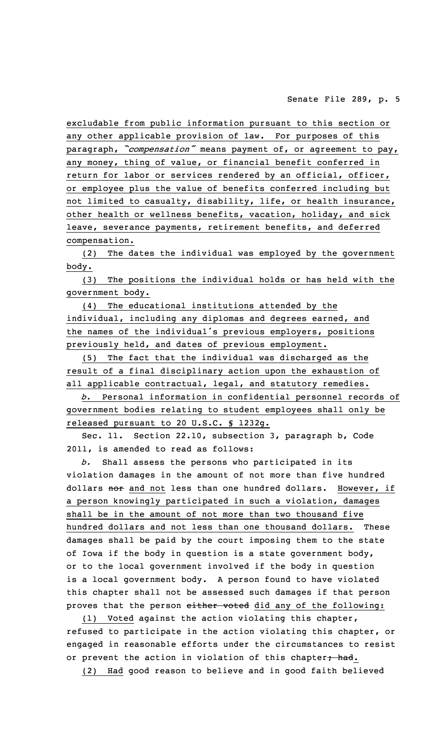excludable from public information pursuant to this section or any other applicable provision of law. For purposes of this paragraph, *"compensation"* means payment of, or agreement to pay, any money, thing of value, or financial benefit conferred in return for labor or services rendered by an official, officer, or employee plus the value of benefits conferred including but not limited to casualty, disability, life, or health insurance, other health or wellness benefits, vacation, holiday, and sick leave, severance payments, retirement benefits, and deferred compensation.

(2) The dates the individual was employed by the government body.

(3) The positions the individual holds or has held with the government body.

(4) The educational institutions attended by the individual, including any diplomas and degrees earned, and the names of the individual's previous employers, positions previously held, and dates of previous employment.

(5) The fact that the individual was discharged as the result of a final disciplinary action upon the exhaustion of all applicable contractual, legal, and statutory remedies.

*b.* Personal information in confidential personnel records of government bodies relating to student employees shall only be released pursuant to 20 U.S.C. § 1232g.

Sec. 11. Section 22.10, subsection 3, paragraph b, Code 2011, is amended to read as follows:

*b.* Shall assess the persons who participated in its violation damages in the amount of not more than five hundred dollars ~~nor~~ and not less than one hundred dollars. However, if a person knowingly participated in such a violation, damages shall be in the amount of not more than two thousand five hundred dollars and not less than one thousand dollars. These damages shall be paid by the court imposing them to the state of Iowa if the body in question is a state government body, or to the local government involved if the body in question is a local government body. A person found to have violated this chapter shall not be assessed such damages if that person proves that the person ~~either voted~~ did any of the following:

(1) Voted against the action violating this chapter, refused to participate in the action violating this chapter, or engaged in reasonable efforts under the circumstances to resist or prevent the action in violation of this chapter~~; had~~.

(2) Had good reason to believe and in good faith believed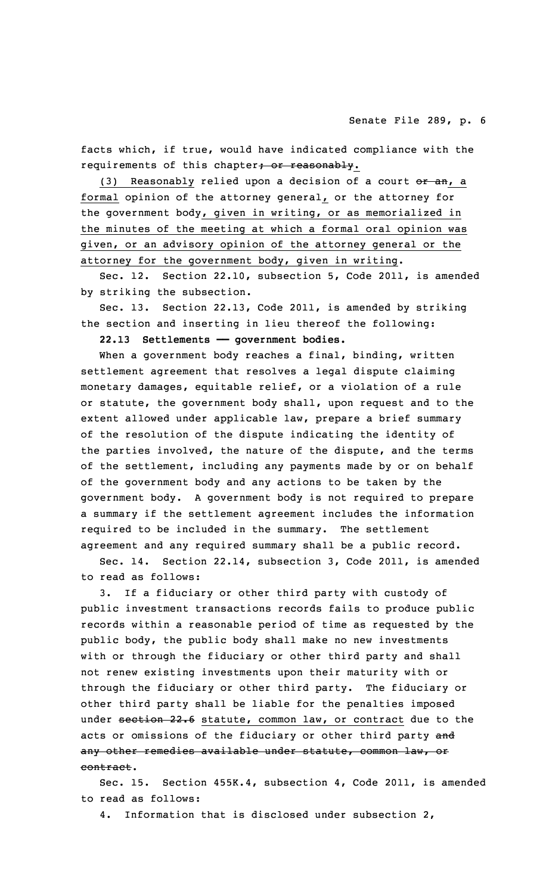facts which, if true, would have indicated compliance with the requirements of this chapter; or reasonably.

(3) Reasonably relied upon a decision of a court or an, a formal opinion of the attorney general, or the attorney for the government body, given in writing, or as memorialized in the minutes of the meeting at which a formal oral opinion was given, or an advisory opinion of the attorney general or the attorney for the government body, given in writing.

Sec. 12. Section 22.10, subsection 5, Code 2011, is amended by striking the subsection.

Sec. 13. Section 22.13, Code 2011, is amended by striking the section and inserting in lieu thereof the following:

**22.13 Settlements —— government bodies.**

When a government body reaches a final, binding, written settlement agreement that resolves a legal dispute claiming monetary damages, equitable relief, or a violation of a rule or statute, the government body shall, upon request and to the extent allowed under applicable law, prepare a brief summary of the resolution of the dispute indicating the identity of the parties involved, the nature of the dispute, and the terms of the settlement, including any payments made by or on behalf of the government body and any actions to be taken by the government body. A government body is not required to prepare a summary if the settlement agreement includes the information required to be included in the summary. The settlement agreement and any required summary shall be a public record.

Sec. 14. Section 22.14, subsection 3, Code 2011, is amended to read as follows:

3. If a fiduciary or other third party with custody of public investment transactions records fails to produce public records within a reasonable period of time as requested by the public body, the public body shall make no new investments with or through the fiduciary or other third party and shall not renew existing investments upon their maturity with or through the fiduciary or other third party. The fiduciary or other third party shall be liable for the penalties imposed under section 22.6 statute, common law, or contract due to the acts or omissions of the fiduciary or other third party and any other remedies available under statute, common law, or contract.

Sec. 15. Section 455K.4, subsection 4, Code 2011, is amended to read as follows:

4. Information that is disclosed under subsection 2,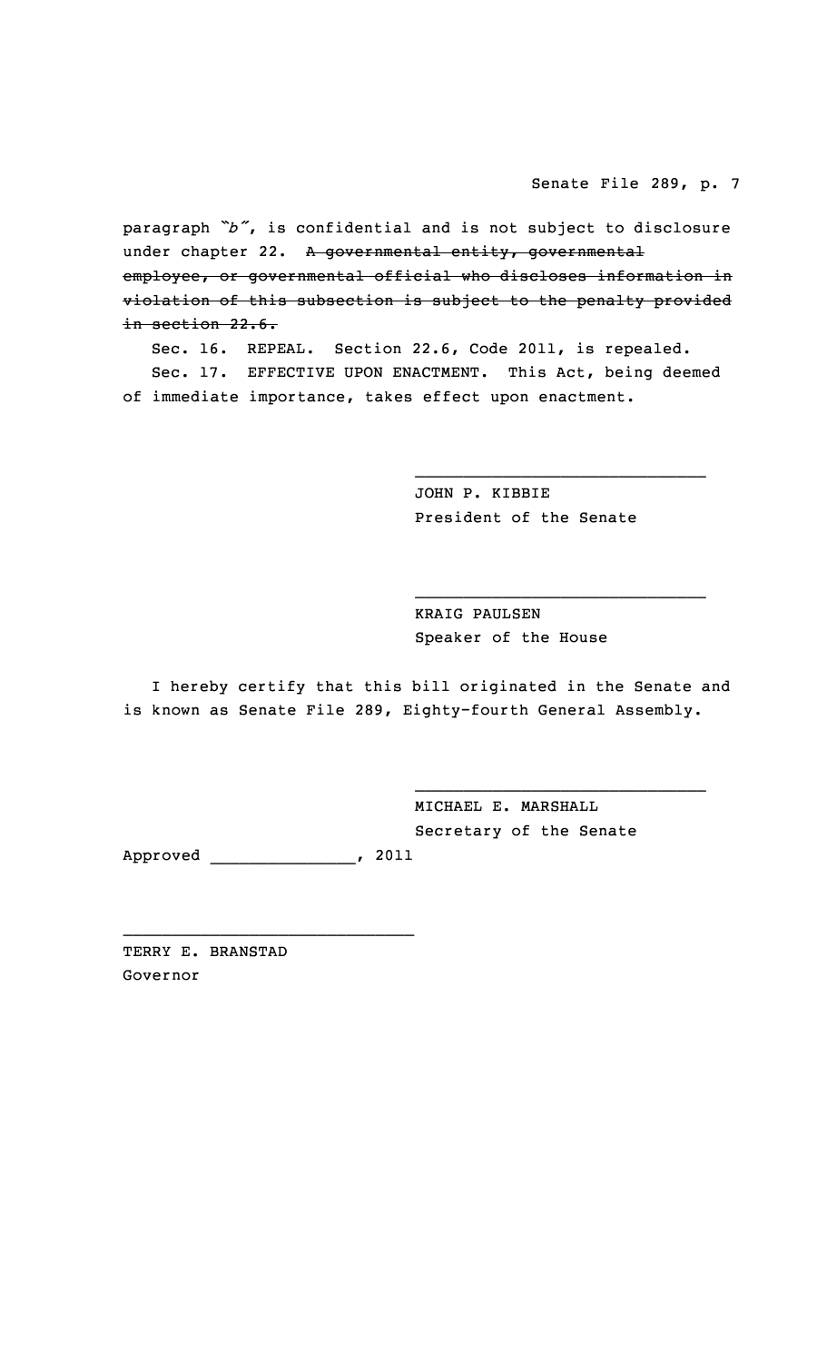paragraph *"b"*, is confidential and is not subject to disclosure under chapter 22. ~~A governmental entity, governmental employee, or governmental official who discloses information in violation of this subsection is subject to the penalty provided in section 22.6.~~

Sec. 16. REPEAL. Section 22.6, Code 2011, is repealed.

Sec. 17. EFFECTIVE UPON ENACTMENT. This Act, being deemed of immediate importance, takes effect upon enactment.

\_\_\_\_\_\_\_\_\_\_\_\_\_\_\_\_\_\_\_\_\_\_\_\_\_\_\_\_\_\_

JOHN P. KIBBIE
President of the Senate

\_\_\_\_\_\_\_\_\_\_\_\_\_\_\_\_\_\_\_\_\_\_\_\_\_\_\_\_\_\_

KRAIG PAULSEN
Speaker of the House

I hereby certify that this bill originated in the Senate and is known as Senate File 289, Eighty-fourth General Assembly.

\_\_\_\_\_\_\_\_\_\_\_\_\_\_\_\_\_\_\_\_\_\_\_\_\_\_\_\_\_\_

MICHAEL E. MARSHALL
Secretary of the Senate

Approved \_\_\_\_\_\_\_\_\_\_\_\_\_\_, 2011

\_\_\_\_\_\_\_\_\_\_\_\_\_\_\_\_\_\_\_\_\_\_\_\_\_\_\_\_\_\_

TERRY E. BRANSTAD
Governor